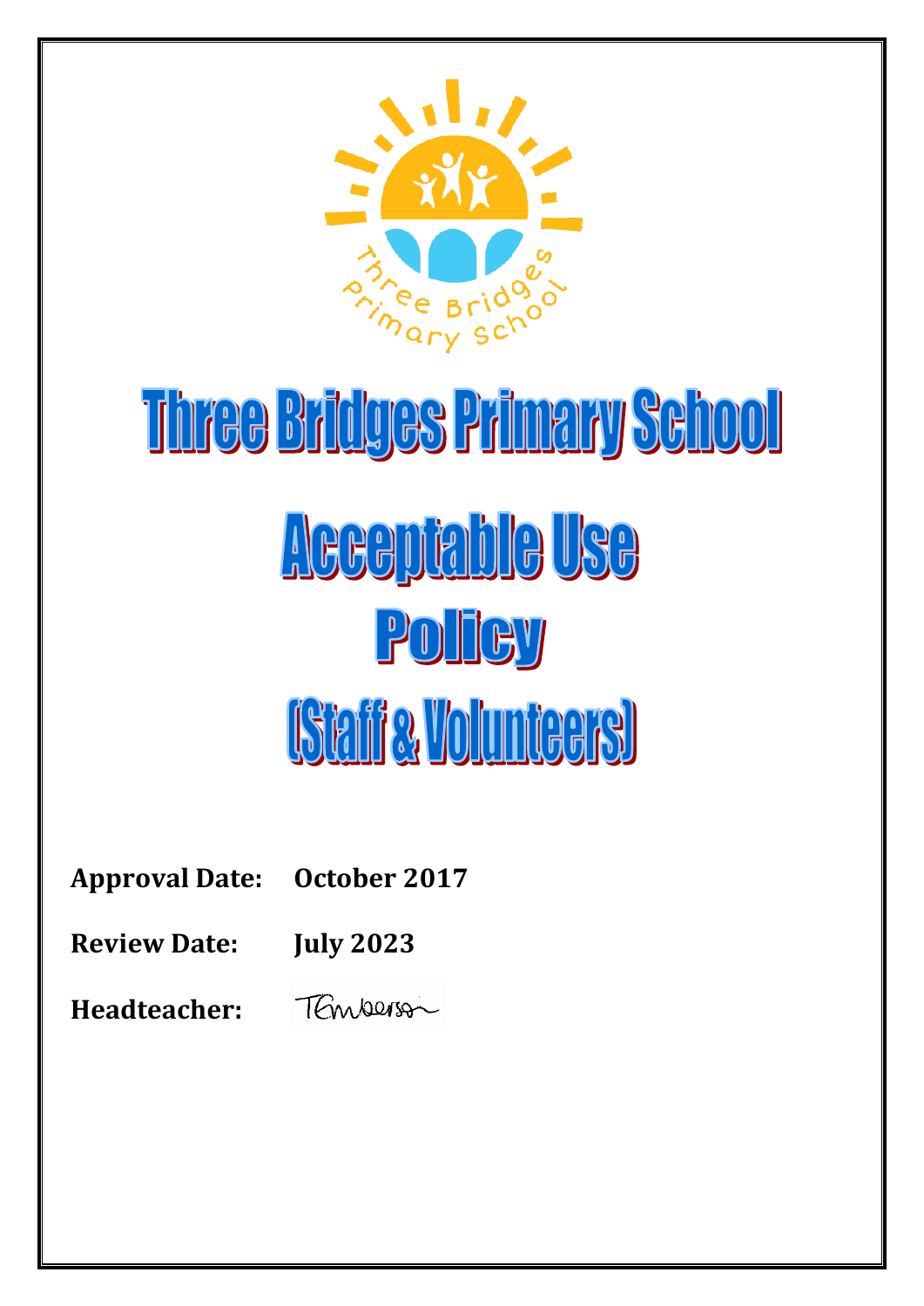# Three Bridges Primary School

# Acceptable Use Policy (Staff & Volunteers)

**Approval Date:** **October 2017**

**Review Date:** **July 2023**

**Headteacher:**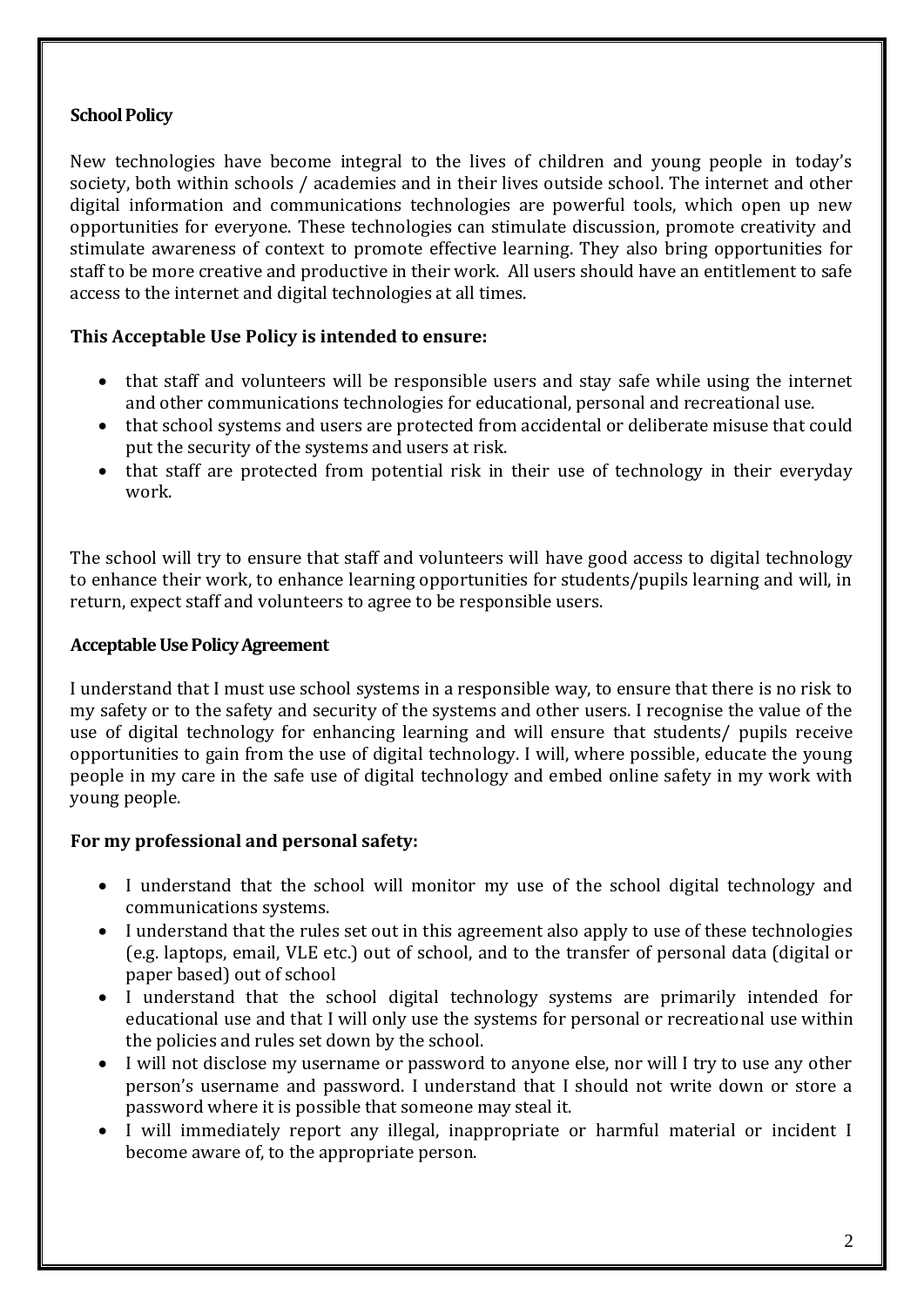**School Policy**

New technologies have become integral to the lives of children and young people in today's society, both within schools / academies and in their lives outside school. The internet and other digital information and communications technologies are powerful tools, which open up new opportunities for everyone. These technologies can stimulate discussion, promote creativity and stimulate awareness of context to promote effective learning. They also bring opportunities for staff to be more creative and productive in their work. All users should have an entitlement to safe access to the internet and digital technologies at all times.

**This Acceptable Use Policy is intended to ensure:**

- that staff and volunteers will be responsible users and stay safe while using the internet and other communications technologies for educational, personal and recreational use.
- that school systems and users are protected from accidental or deliberate misuse that could put the security of the systems and users at risk.
- that staff are protected from potential risk in their use of technology in their everyday work.

The school will try to ensure that staff and volunteers will have good access to digital technology to enhance their work, to enhance learning opportunities for students/pupils learning and will, in return, expect staff and volunteers to agree to be responsible users.

**Acceptable Use Policy Agreement**

I understand that I must use school systems in a responsible way, to ensure that there is no risk to my safety or to the safety and security of the systems and other users. I recognise the value of the use of digital technology for enhancing learning and will ensure that students/ pupils receive opportunities to gain from the use of digital technology. I will, where possible, educate the young people in my care in the safe use of digital technology and embed online safety in my work with young people.

**For my professional and personal safety:**

- I understand that the school will monitor my use of the school digital technology and communications systems.
- I understand that the rules set out in this agreement also apply to use of these technologies (e.g. laptops, email, VLE etc.) out of school, and to the transfer of personal data (digital or paper based) out of school
- I understand that the school digital technology systems are primarily intended for educational use and that I will only use the systems for personal or recreational use within the policies and rules set down by the school.
- I will not disclose my username or password to anyone else, nor will I try to use any other person's username and password. I understand that I should not write down or store a password where it is possible that someone may steal it.
- I will immediately report any illegal, inappropriate or harmful material or incident I become aware of, to the appropriate person.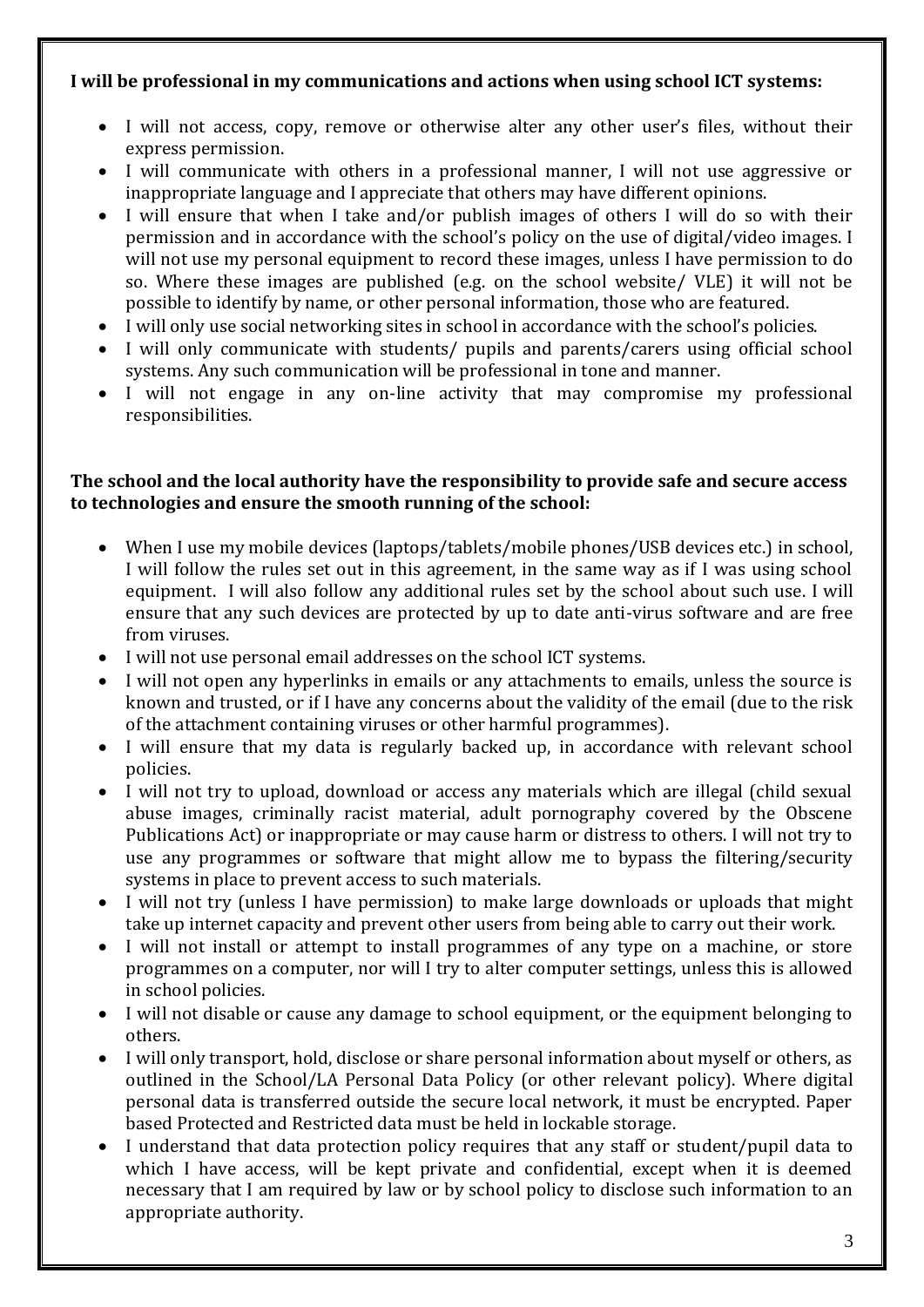**I will be professional in my communications and actions when using school ICT systems:**

- I will not access, copy, remove or otherwise alter any other user's files, without their express permission.
- I will communicate with others in a professional manner, I will not use aggressive or inappropriate language and I appreciate that others may have different opinions.
- I will ensure that when I take and/or publish images of others I will do so with their permission and in accordance with the school's policy on the use of digital/video images. I will not use my personal equipment to record these images, unless I have permission to do so. Where these images are published (e.g. on the school website/ VLE) it will not be possible to identify by name, or other personal information, those who are featured.
- I will only use social networking sites in school in accordance with the school's policies.
- I will only communicate with students/ pupils and parents/carers using official school systems. Any such communication will be professional in tone and manner.
- I will not engage in any on-line activity that may compromise my professional responsibilities.

**The school and the local authority have the responsibility to provide safe and secure access to technologies and ensure the smooth running of the school:**

- When I use my mobile devices (laptops/tablets/mobile phones/USB devices etc.) in school, I will follow the rules set out in this agreement, in the same way as if I was using school equipment. I will also follow any additional rules set by the school about such use. I will ensure that any such devices are protected by up to date anti-virus software and are free from viruses.
- I will not use personal email addresses on the school ICT systems.
- I will not open any hyperlinks in emails or any attachments to emails, unless the source is known and trusted, or if I have any concerns about the validity of the email (due to the risk of the attachment containing viruses or other harmful programmes).
- I will ensure that my data is regularly backed up, in accordance with relevant school policies.
- I will not try to upload, download or access any materials which are illegal (child sexual abuse images, criminally racist material, adult pornography covered by the Obscene Publications Act) or inappropriate or may cause harm or distress to others. I will not try to use any programmes or software that might allow me to bypass the filtering/security systems in place to prevent access to such materials.
- I will not try (unless I have permission) to make large downloads or uploads that might take up internet capacity and prevent other users from being able to carry out their work.
- I will not install or attempt to install programmes of any type on a machine, or store programmes on a computer, nor will I try to alter computer settings, unless this is allowed in school policies.
- I will not disable or cause any damage to school equipment, or the equipment belonging to others.
- I will only transport, hold, disclose or share personal information about myself or others, as outlined in the School/LA Personal Data Policy (or other relevant policy). Where digital personal data is transferred outside the secure local network, it must be encrypted. Paper based Protected and Restricted data must be held in lockable storage.
- I understand that data protection policy requires that any staff or student/pupil data to which I have access, will be kept private and confidential, except when it is deemed necessary that I am required by law or by school policy to disclose such information to an appropriate authority.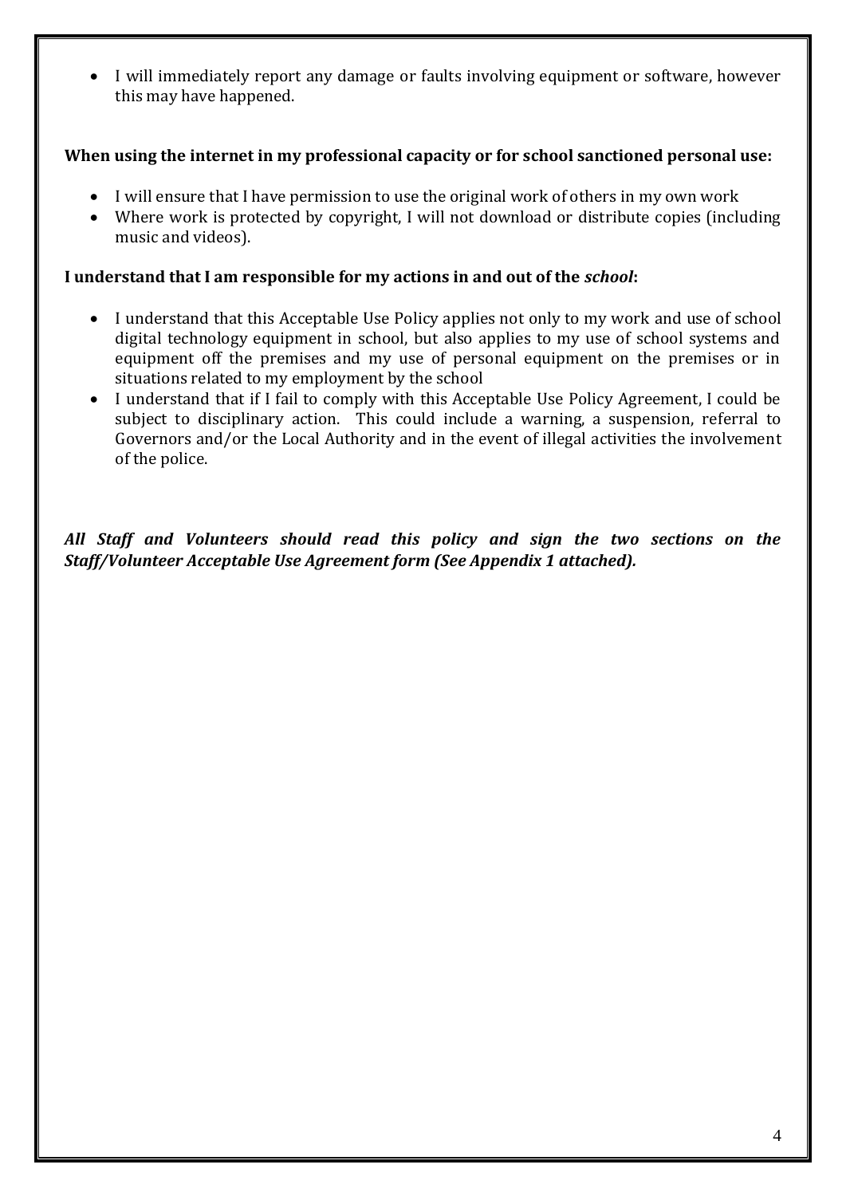- I will immediately report any damage or faults involving equipment or software, however this may have happened.

**When using the internet in my professional capacity or for school sanctioned personal use:**

- I will ensure that I have permission to use the original work of others in my own work
- Where work is protected by copyright, I will not download or distribute copies (including music and videos).

**I understand that I am responsible for my actions in and out of the *school*:**

- I understand that this Acceptable Use Policy applies not only to my work and use of school digital technology equipment in school, but also applies to my use of school systems and equipment off the premises and my use of personal equipment on the premises or in situations related to my employment by the school
- I understand that if I fail to comply with this Acceptable Use Policy Agreement, I could be subject to disciplinary action. This could include a warning, a suspension, referral to Governors and/or the Local Authority and in the event of illegal activities the involvement of the police.

***All Staff and Volunteers should read this policy and sign the two sections on the Staff/Volunteer Acceptable Use Agreement form (See Appendix 1 attached).***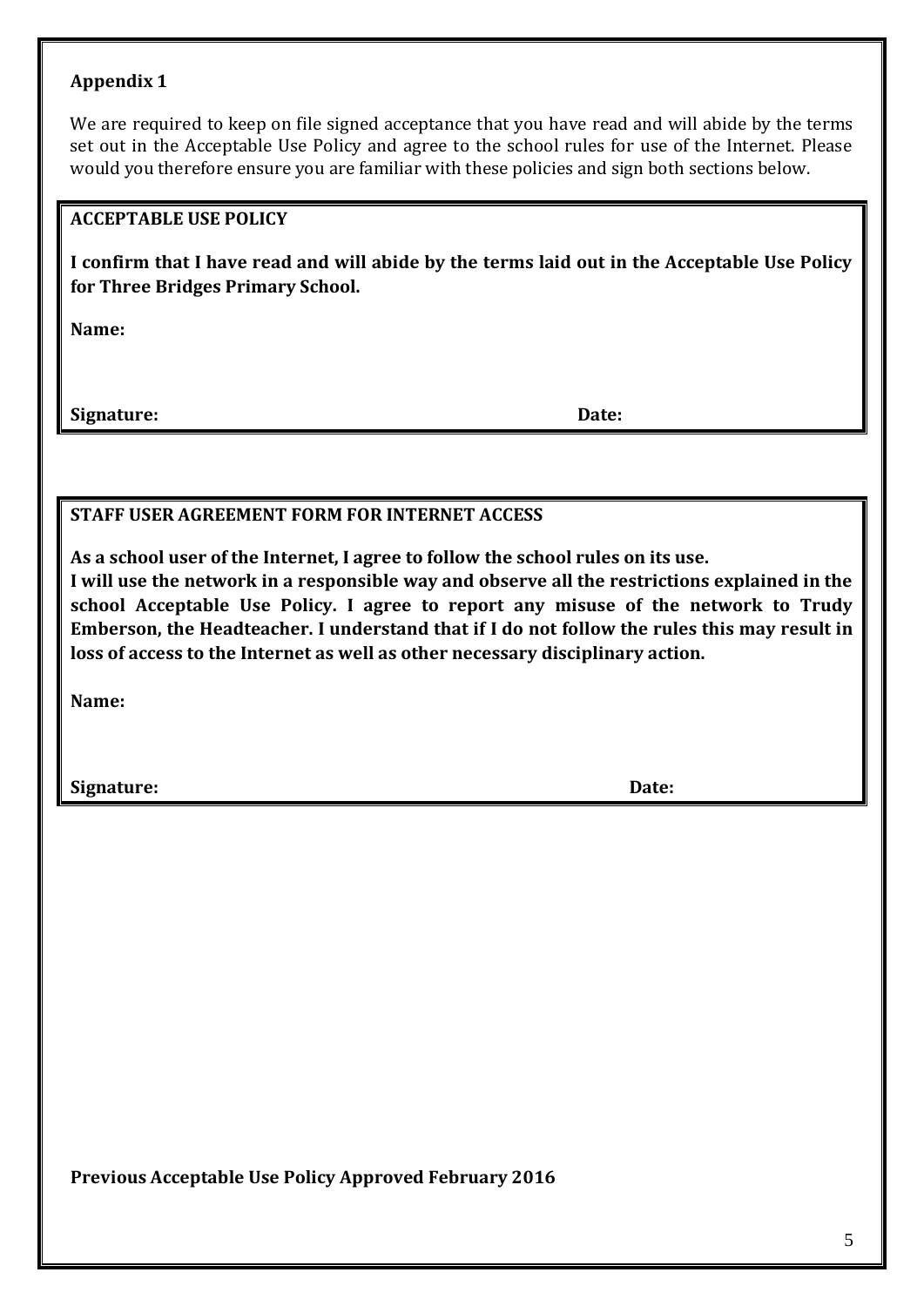**Appendix 1**

We are required to keep on file signed acceptance that you have read and will abide by the terms set out in the Acceptable Use Policy and agree to the school rules for use of the Internet. Please would you therefore ensure you are familiar with these policies and sign both sections below.

**ACCEPTABLE USE POLICY**

**I confirm that I have read and will abide by the terms laid out in the Acceptable Use Policy for Three Bridges Primary School.**

**Name:**

**Signature:** **Date:**

**STAFF USER AGREEMENT FORM FOR INTERNET ACCESS**

**As a school user of the Internet, I agree to follow the school rules on its use.**
**I will use the network in a responsible way and observe all the restrictions explained in the school Acceptable Use Policy. I agree to report any misuse of the network to Trudy Emberson, the Headteacher. I understand that if I do not follow the rules this may result in loss of access to the Internet as well as other necessary disciplinary action.**

**Name:**

**Signature:** **Date:**

**Previous Acceptable Use Policy Approved February 2016**